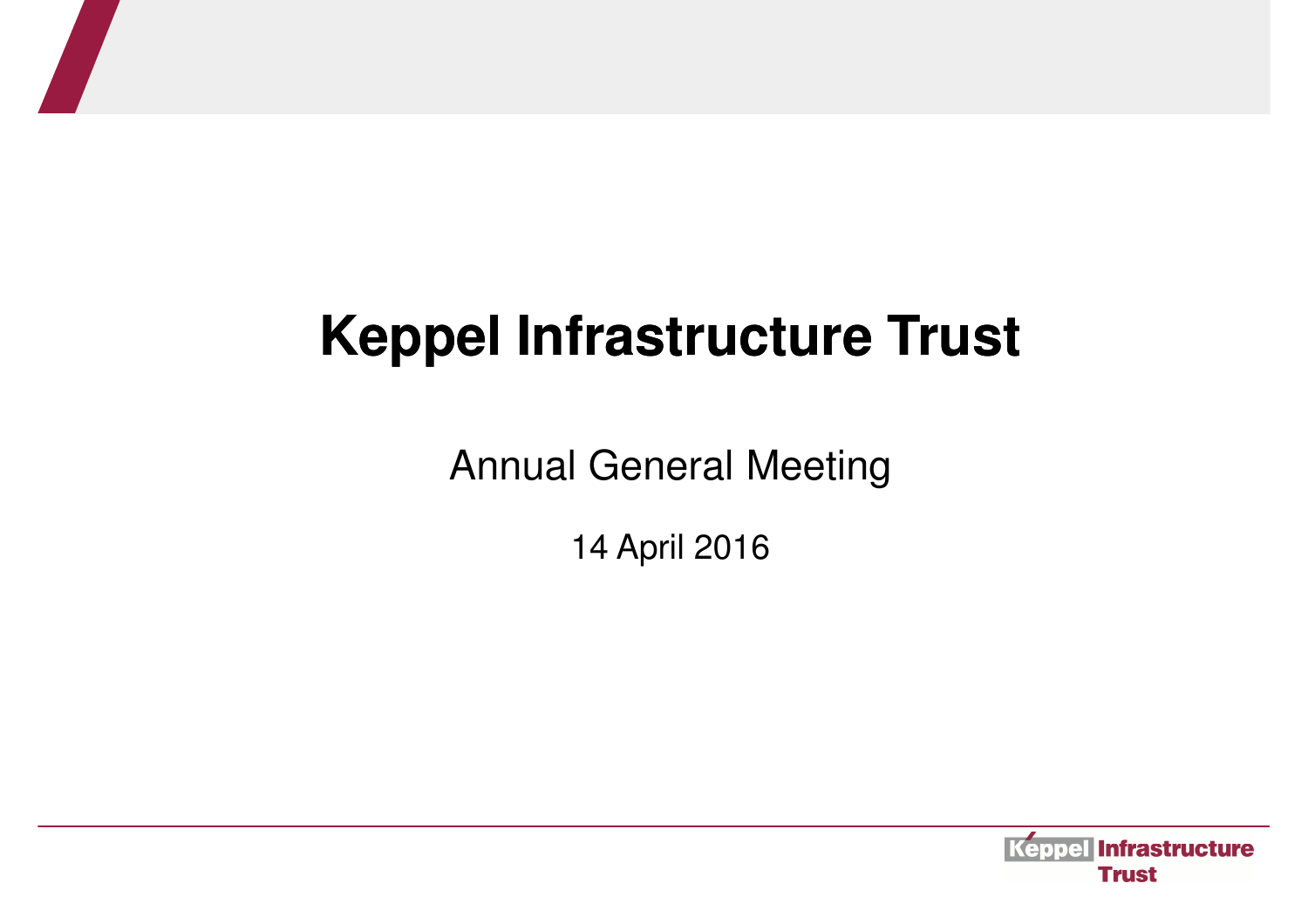# Keppel Infrastructure Trust

Annual General Meeting

14 April 2016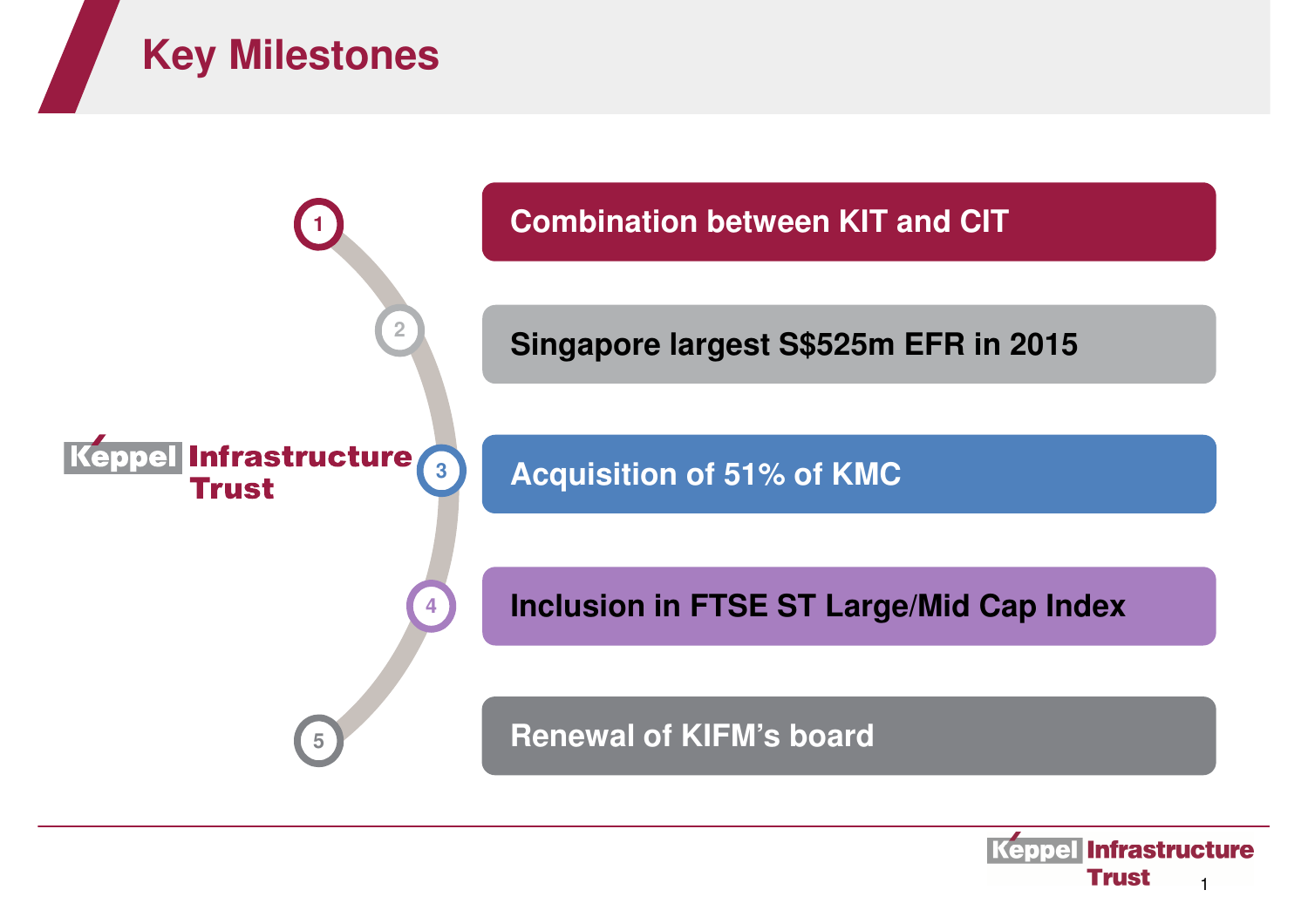# Key Milestones

Keppel Infrastructure Trust

1. Combination between KIT and CIT
2. Singapore largest S$525m EFR in 2015
3. Acquisition of 51% of KMC
4. Inclusion in FTSE ST Large/Mid Cap Index
5. Renewal of KIFM's board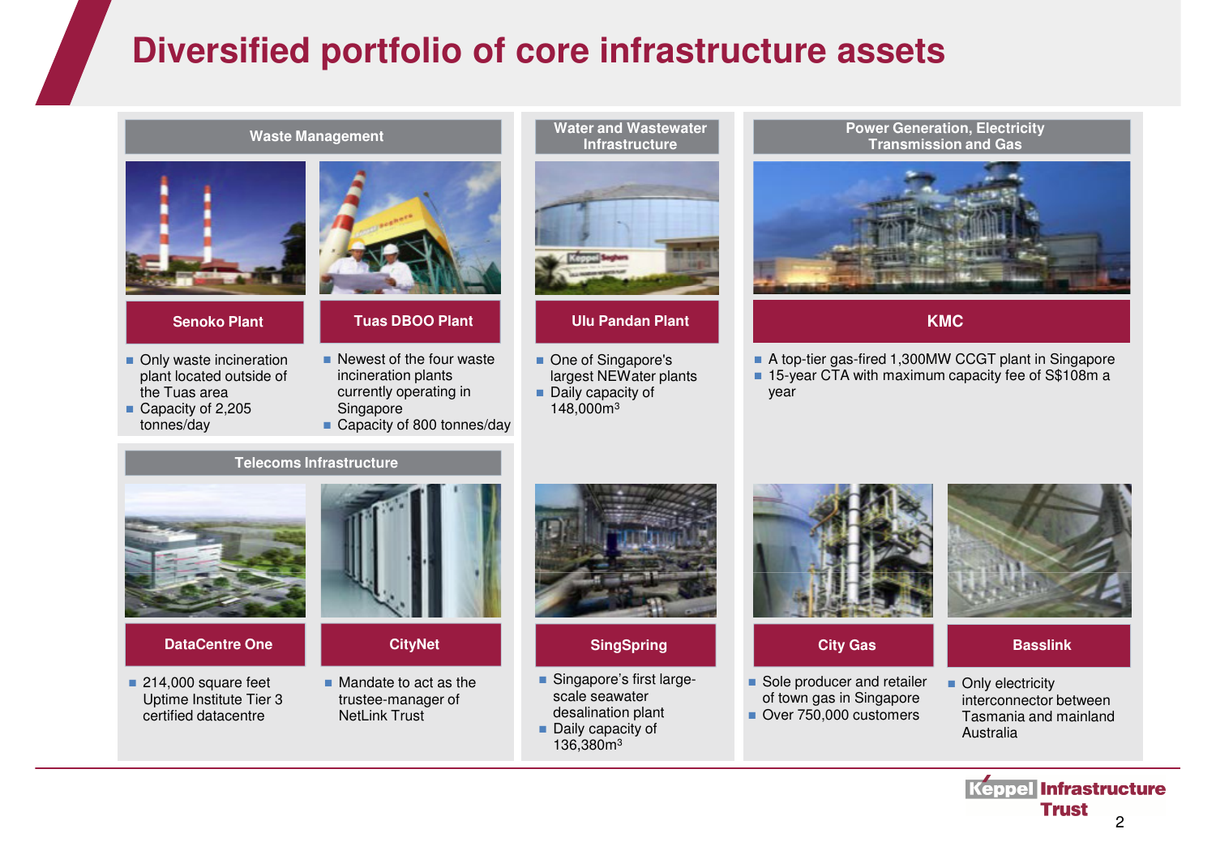# Diversified portfolio of core infrastructure assets

## Waste Management

### Senoko Plant

- Only waste incineration plant located outside of the Tuas area
- Capacity of 2,205 tonnes/day

### Tuas DBOO Plant

- Newest of the four waste incineration plants currently operating in Singapore
- Capacity of 800 tonnes/day

## Water and Wastewater Infrastructure

### Ulu Pandan Plant

- One of Singapore's largest NEWater plants
- Daily capacity of 148,000m³

### SingSpring

- Singapore's first large-scale seawater desalination plant
- Daily capacity of 136,380m³

## Power Generation, Electricity Transmission and Gas

### KMC

- A top-tier gas-fired 1,300MW CCGT plant in Singapore
- 15-year CTA with maximum capacity fee of S$108m a year

### City Gas

- Sole producer and retailer of town gas in Singapore
- Over 750,000 customers

### Basslink

- Only electricity interconnector between Tasmania and mainland Australia

## Telecoms Infrastructure

### DataCentre One

- 214,000 square feet Uptime Institute Tier 3 certified datacentre

### CityNet

- Mandate to act as the trustee-manager of NetLink Trust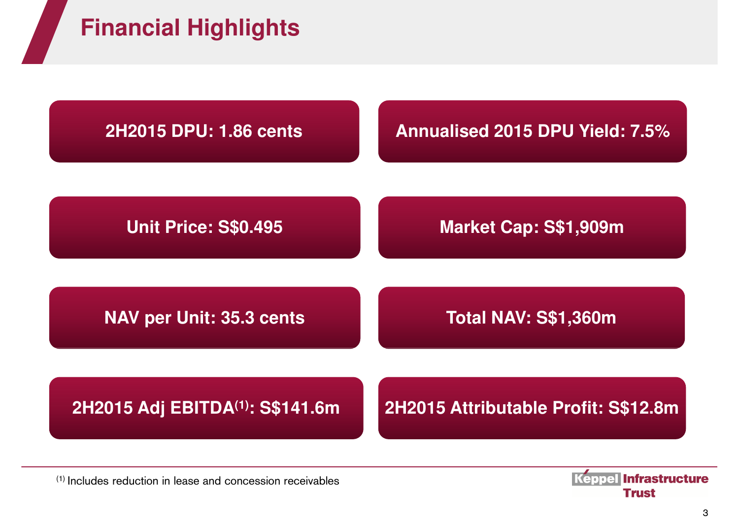# Financial Highlights

**2H2015 DPU: 1.86 cents**

**Annualised 2015 DPU Yield: 7.5%**

**Unit Price: S$0.495**

**Market Cap: S$1,909m**

**NAV per Unit: 35.3 cents**

**Total NAV: S$1,360m**

**2H2015 Adj EBITDA[(1)]: S$141.6m**

**2H2015 Attributable Profit: S$12.8m**

[(1)] Includes reduction in lease and concession receivables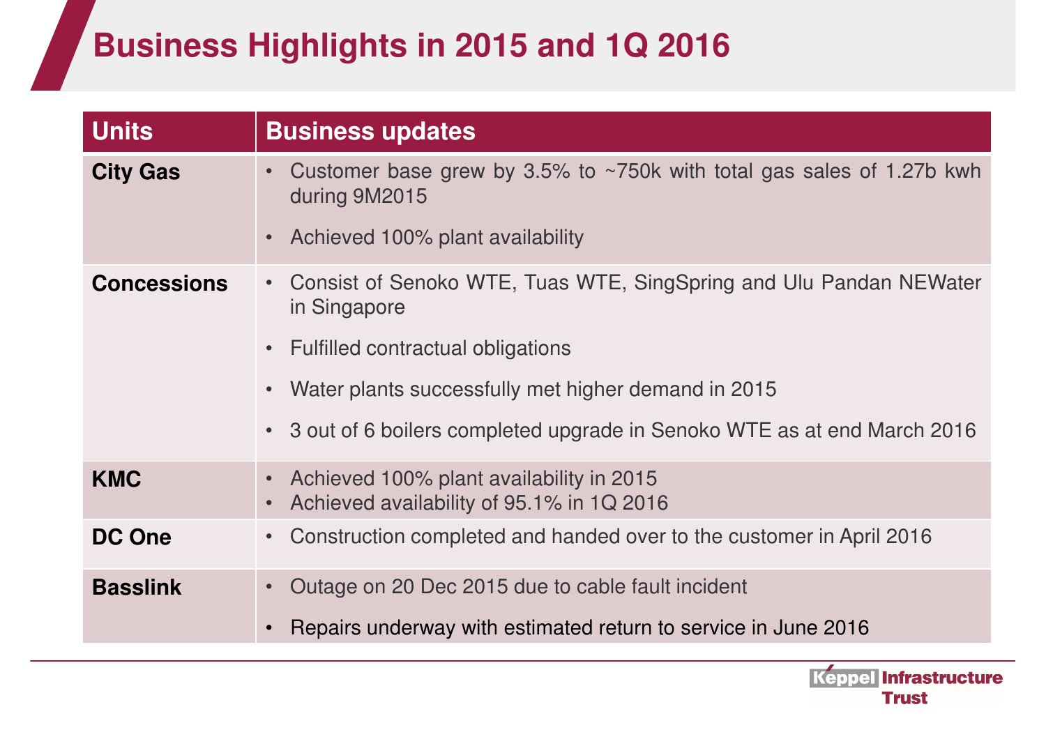# Business Highlights in 2015 and 1Q 2016

| Units | Business updates |
|---|---|
| **City Gas** | • Customer base grew by 3.5% to ~750k with total gas sales of 1.27b kwh during 9M2015<br>• Achieved 100% plant availability |
| **Concessions** | • Consist of Senoko WTE, Tuas WTE, SingSpring and Ulu Pandan NEWater in Singapore<br>• Fulfilled contractual obligations<br>• Water plants successfully met higher demand in 2015<br>• 3 out of 6 boilers completed upgrade in Senoko WTE as at end March 2016 |
| **KMC** | • Achieved 100% plant availability in 2015<br>• Achieved availability of 95.1% in 1Q 2016 |
| **DC One** | • Construction completed and handed over to the customer in April 2016 |
| **Basslink** | • Outage on 20 Dec 2015 due to cable fault incident<br>• Repairs underway with estimated return to service in June 2016 |